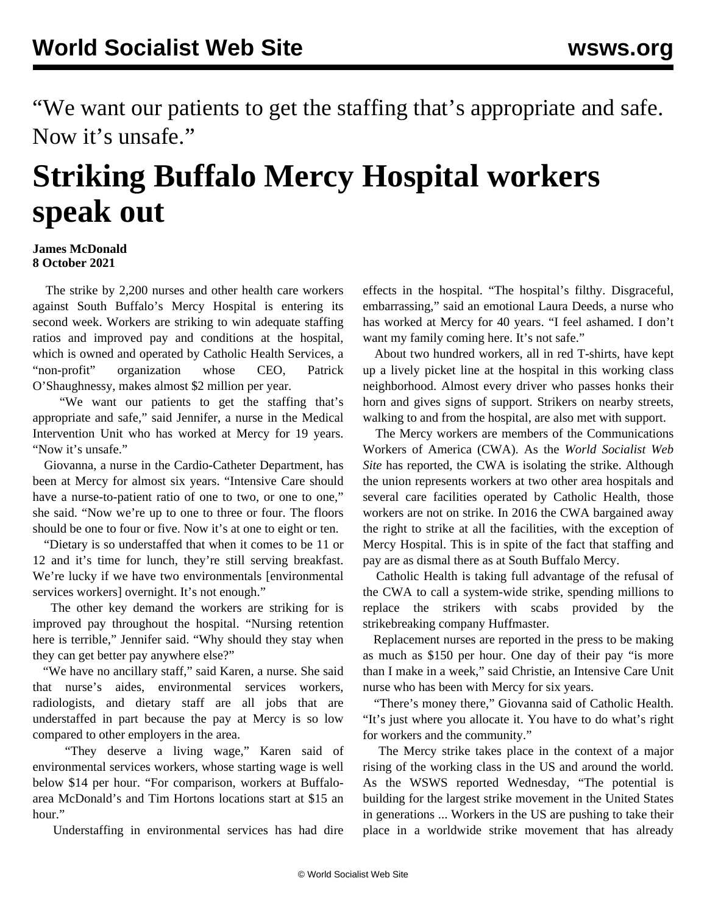“We want our patients to get the staffing that’s appropriate and safe. Now it’s unsafe.”

# Striking Buffalo Mercy Hospital workers speak out

**James McDonald**
**8 October 2021**

The strike by 2,200 nurses and other health care workers against South Buffalo’s Mercy Hospital is entering its second week. Workers are striking to win adequate staffing ratios and improved pay and conditions at the hospital, which is owned and operated by Catholic Health Services, a “non-profit” organization whose CEO, Patrick O’Shaughnessy, makes almost $2 million per year.

“We want our patients to get the staffing that’s appropriate and safe,” said Jennifer, a nurse in the Medical Intervention Unit who has worked at Mercy for 19 years. “Now it’s unsafe.”

Giovanna, a nurse in the Cardio-Catheter Department, has been at Mercy for almost six years. “Intensive Care should have a nurse-to-patient ratio of one to two, or one to one,” she said. “Now we’re up to one to three or four. The floors should be one to four or five. Now it’s at one to eight or ten.

“Dietary is so understaffed that when it comes to be 11 or 12 and it’s time for lunch, they’re still serving breakfast. We’re lucky if we have two environmentals [environmental services workers] overnight. It’s not enough.”

The other key demand the workers are striking for is improved pay throughout the hospital. “Nursing retention here is terrible,” Jennifer said. “Why should they stay when they can get better pay anywhere else?”

“We have no ancillary staff,” said Karen, a nurse. She said that nurse’s aides, environmental services workers, radiologists, and dietary staff are all jobs that are understaffed in part because the pay at Mercy is so low compared to other employers in the area.

“They deserve a living wage,” Karen said of environmental services workers, whose starting wage is well below $14 per hour. “For comparison, workers at Buffalo-area McDonald’s and Tim Hortons locations start at $15 an hour.”

Understaffing in environmental services has had dire effects in the hospital. “The hospital’s filthy. Disgraceful, embarrassing,” said an emotional Laura Deeds, a nurse who has worked at Mercy for 40 years. “I feel ashamed. I don’t want my family coming here. It’s not safe.”

About two hundred workers, all in red T-shirts, have kept up a lively picket line at the hospital in this working class neighborhood. Almost every driver who passes honks their horn and gives signs of support. Strikers on nearby streets, walking to and from the hospital, are also met with support.

The Mercy workers are members of the Communications Workers of America (CWA). As the *World Socialist Web Site* has reported, the CWA is isolating the strike. Although the union represents workers at two other area hospitals and several care facilities operated by Catholic Health, those workers are not on strike. In 2016 the CWA bargained away the right to strike at all the facilities, with the exception of Mercy Hospital. This is in spite of the fact that staffing and pay are as dismal there as at South Buffalo Mercy.

Catholic Health is taking full advantage of the refusal of the CWA to call a system-wide strike, spending millions to replace the strikers with scabs provided by the strikebreaking company Huffmaster.

Replacement nurses are reported in the press to be making as much as $150 per hour. One day of their pay “is more than I make in a week,” said Christie, an Intensive Care Unit nurse who has been with Mercy for six years.

“There’s money there,” Giovanna said of Catholic Health. “It’s just where you allocate it. You have to do what’s right for workers and the community.”

The Mercy strike takes place in the context of a major rising of the working class in the US and around the world. As the WSWS reported Wednesday, “The potential is building for the largest strike movement in the United States in generations ... Workers in the US are pushing to take their place in a worldwide strike movement that has already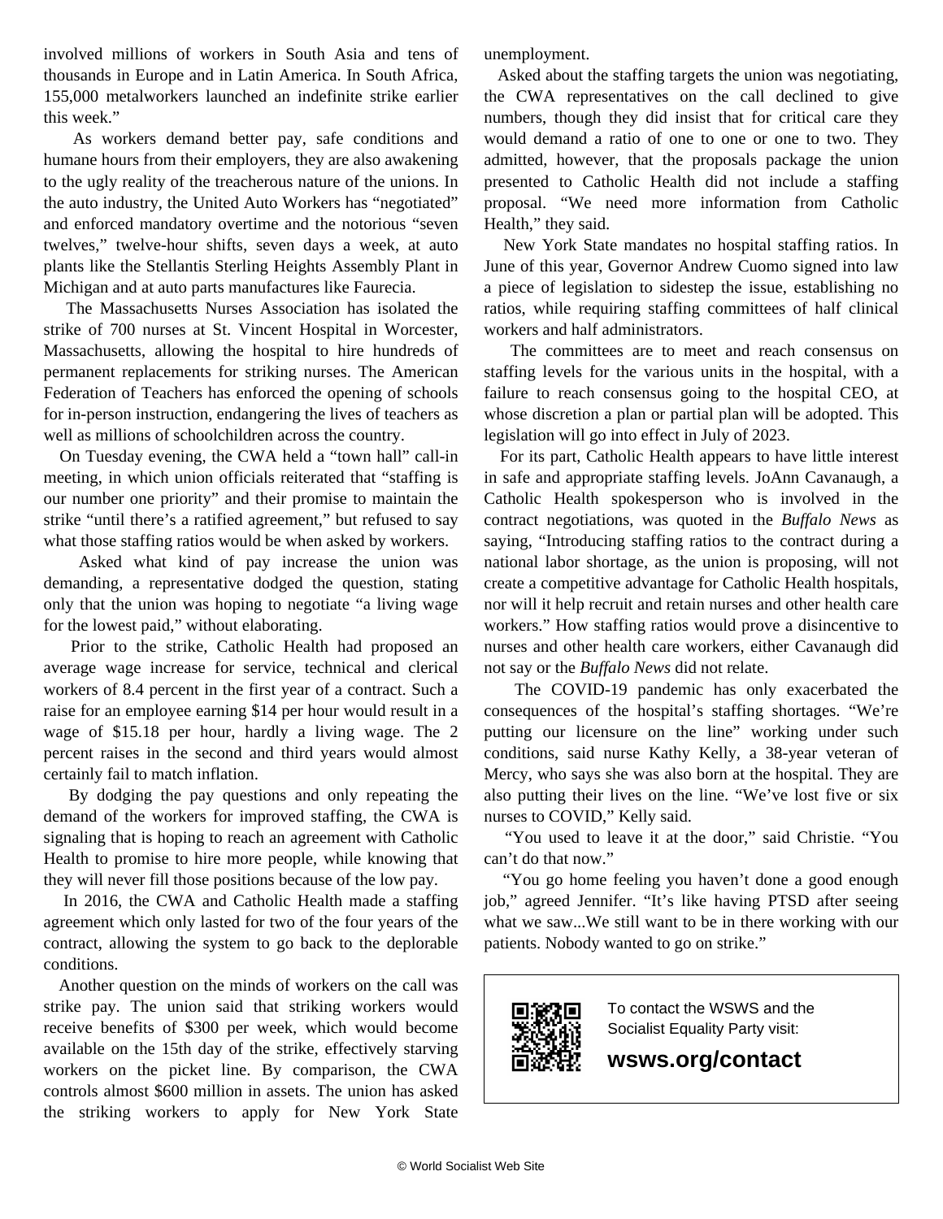involved millions of workers in South Asia and tens of thousands in Europe and in Latin America. In South Africa, 155,000 metalworkers launched an indefinite strike earlier this week."

As workers demand better pay, safe conditions and humane hours from their employers, they are also awakening to the ugly reality of the treacherous nature of the unions. In the auto industry, the United Auto Workers has "negotiated" and enforced mandatory overtime and the notorious "seven twelves," twelve-hour shifts, seven days a week, at auto plants like the Stellantis Sterling Heights Assembly Plant in Michigan and at auto parts manufactures like Faurecia.

The Massachusetts Nurses Association has isolated the strike of 700 nurses at St. Vincent Hospital in Worcester, Massachusetts, allowing the hospital to hire hundreds of permanent replacements for striking nurses. The American Federation of Teachers has enforced the opening of schools for in-person instruction, endangering the lives of teachers as well as millions of schoolchildren across the country.

On Tuesday evening, the CWA held a "town hall" call-in meeting, in which union officials reiterated that "staffing is our number one priority" and their promise to maintain the strike "until there's a ratified agreement," but refused to say what those staffing ratios would be when asked by workers.

Asked what kind of pay increase the union was demanding, a representative dodged the question, stating only that the union was hoping to negotiate "a living wage for the lowest paid," without elaborating.

Prior to the strike, Catholic Health had proposed an average wage increase for service, technical and clerical workers of 8.4 percent in the first year of a contract. Such a raise for an employee earning $14 per hour would result in a wage of $15.18 per hour, hardly a living wage. The 2 percent raises in the second and third years would almost certainly fail to match inflation.

By dodging the pay questions and only repeating the demand of the workers for improved staffing, the CWA is signaling that is hoping to reach an agreement with Catholic Health to promise to hire more people, while knowing that they will never fill those positions because of the low pay.

In 2016, the CWA and Catholic Health made a staffing agreement which only lasted for two of the four years of the contract, allowing the system to go back to the deplorable conditions.

Another question on the minds of workers on the call was strike pay. The union said that striking workers would receive benefits of $300 per week, which would become available on the 15th day of the strike, effectively starving workers on the picket line. By comparison, the CWA controls almost $600 million in assets. The union has asked the striking workers to apply for New York State unemployment.

Asked about the staffing targets the union was negotiating, the CWA representatives on the call declined to give numbers, though they did insist that for critical care they would demand a ratio of one to one or one to two. They admitted, however, that the proposals package the union presented to Catholic Health did not include a staffing proposal. "We need more information from Catholic Health," they said.

New York State mandates no hospital staffing ratios. In June of this year, Governor Andrew Cuomo signed into law a piece of legislation to sidestep the issue, establishing no ratios, while requiring staffing committees of half clinical workers and half administrators.

The committees are to meet and reach consensus on staffing levels for the various units in the hospital, with a failure to reach consensus going to the hospital CEO, at whose discretion a plan or partial plan will be adopted. This legislation will go into effect in July of 2023.

For its part, Catholic Health appears to have little interest in safe and appropriate staffing levels. JoAnn Cavanaugh, a Catholic Health spokesperson who is involved in the contract negotiations, was quoted in the *Buffalo News* as saying, "Introducing staffing ratios to the contract during a national labor shortage, as the union is proposing, will not create a competitive advantage for Catholic Health hospitals, nor will it help recruit and retain nurses and other health care workers." How staffing ratios would prove a disincentive to nurses and other health care workers, either Cavanaugh did not say or the *Buffalo News* did not relate.

The COVID-19 pandemic has only exacerbated the consequences of the hospital's staffing shortages. "We're putting our licensure on the line" working under such conditions, said nurse Kathy Kelly, a 38-year veteran of Mercy, who says she was also born at the hospital. They are also putting their lives on the line. "We've lost five or six nurses to COVID," Kelly said.

"You used to leave it at the door," said Christie. "You can't do that now."

"You go home feeling you haven't done a good enough job," agreed Jennifer. "It's like having PTSD after seeing what we saw...We still want to be in there working with our patients. Nobody wanted to go on strike."

To contact the WSWS and the Socialist Equality Party visit:

**wsws.org/contact**